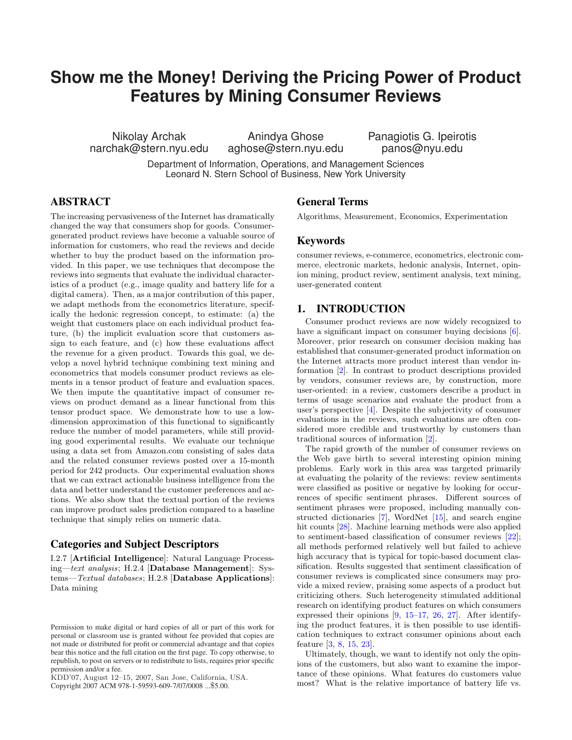# Show me the Money! Deriving the Pricing Power of Product Features by Mining Consumer Reviews

Nikolay Archak
narchak@stern.nyu.edu

Anindya Ghose
aghose@stern.nyu.edu

Panagiotis G. Ipeirotis
panos@nyu.edu

Department of Information, Operations, and Management Sciences
Leonard N. Stern School of Business, New York University

## ABSTRACT

The increasing pervasiveness of the Internet has dramatically changed the way that consumers shop for goods. Consumer-generated product reviews have become a valuable source of information for customers, who read the reviews and decide whether to buy the product based on the information provided. In this paper, we use techniques that decompose the reviews into segments that evaluate the individual characteristics of a product (e.g., image quality and battery life for a digital camera). Then, as a major contribution of this paper, we adapt methods from the econometrics literature, specifically the hedonic regression concept, to estimate: (a) the weight that customers place on each individual product feature, (b) the implicit evaluation score that customers assign to each feature, and (c) how these evaluations affect the revenue for a given product. Towards this goal, we develop a novel hybrid technique combining text mining and econometrics that models consumer product reviews as elements in a tensor product of feature and evaluation spaces. We then impute the quantitative impact of consumer reviews on product demand as a linear functional from this tensor product space. We demonstrate how to use a low-dimension approximation of this functional to significantly reduce the number of model parameters, while still providing good experimental results. We evaluate our technique using a data set from Amazon.com consisting of sales data and the related consumer reviews posted over a 15-month period for 242 products. Our experimental evaluation shows that we can extract actionable business intelligence from the data and better understand the customer preferences and actions. We also show that the textual portion of the reviews can improve product sales prediction compared to a baseline technique that simply relies on numeric data.

## Categories and Subject Descriptors

I.2.7 [**Artificial Intelligence**]: Natural Language Processing—*text analysis*; H.2.4 [**Database Management**]: Systems—*Textual databases*; H.2.8 [**Database Applications**]: Data mining

Permission to make digital or hard copies of all or part of this work for personal or classroom use is granted without fee provided that copies are not made or distributed for profit or commercial advantage and that copies bear this notice and the full citation on the first page. To copy otherwise, to republish, to post on servers or to redistribute to lists, requires prior specific permission and/or a fee.
KDD'07, August 12–15, 2007, San Jose, California, USA.
Copyright 2007 ACM 978-1-59593-609-7/07/0008 ...$5.00.

## General Terms

Algorithms, Measurement, Economics, Experimentation

## Keywords

consumer reviews, e-commerce, econometrics, electronic commerce, electronic markets, hedonic analysis, Internet, opinion mining, product review, sentiment analysis, text mining, user-generated content

## 1. INTRODUCTION

Consumer product reviews are now widely recognized to have a significant impact on consumer buying decisions [6]. Moreover, prior research on consumer decision making has established that consumer-generated product information on the Internet attracts more product interest than vendor information [2]. In contrast to product descriptions provided by vendors, consumer reviews are, by construction, more user-oriented: in a review, customers describe a product in terms of usage scenarios and evaluate the product from a user's perspective [4]. Despite the subjectivity of consumer evaluations in the reviews, such evaluations are often considered more credible and trustworthy by customers than traditional sources of information [2].

The rapid growth of the number of consumer reviews on the Web gave birth to several interesting opinion mining problems. Early work in this area was targeted primarily at evaluating the polarity of the reviews: review sentiments were classified as positive or negative by looking for occurrences of specific sentiment phrases. Different sources of sentiment phrases were proposed, including manually constructed dictionaries [7], WordNet [15], and search engine hit counts [28]. Machine learning methods were also applied to sentiment-based classification of consumer reviews [22]; all methods performed relatively well but failed to achieve high accuracy that is typical for topic-based document classification. Results suggested that sentiment classification of consumer reviews is complicated since consumers may provide a mixed review, praising some aspects of a product but criticizing others. Such heterogeneity stimulated additional research on identifying product features on which consumers expressed their opinions [9, 15–17, 26, 27]. After identifying the product features, it is then possible to use identification techniques to extract consumer opinions about each feature [3, 8, 15, 23].

Ultimately, though, we want to identify not only the opinions of the customers, but also want to examine the importance of these opinions. What features do customers value most? What is the relative importance of battery life vs.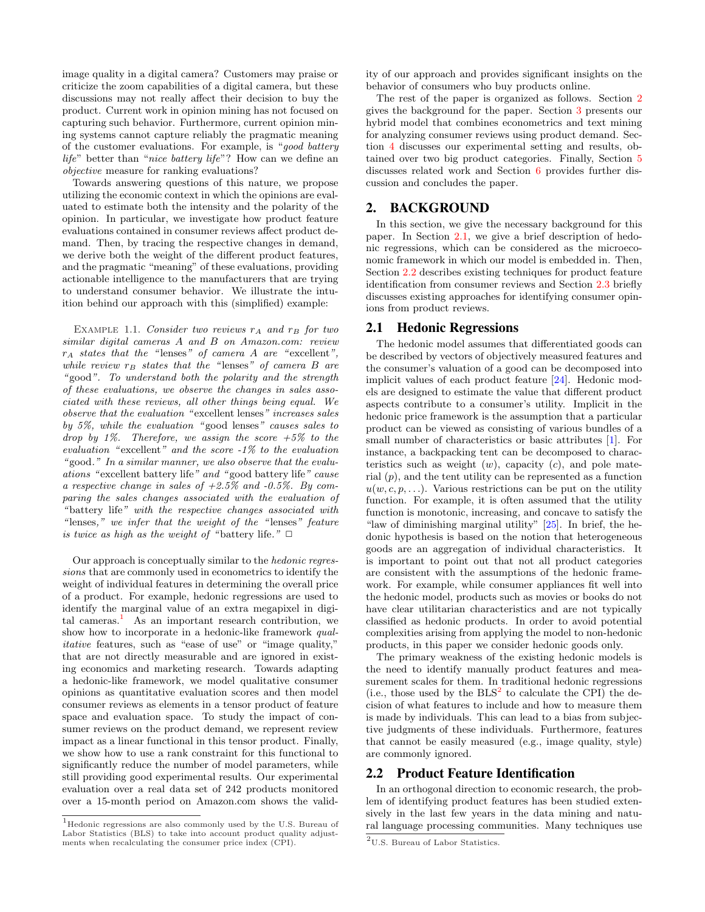image quality in a digital camera? Customers may praise or criticize the zoom capabilities of a digital camera, but these discussions may not really affect their decision to buy the product. Current work in opinion mining has not focused on capturing such behavior. Furthermore, current opinion mining systems cannot capture reliably the pragmatic meaning of the customer evaluations. For example, is "*good battery life*" better than "*nice battery life*"? How can we define an *objective* measure for ranking evaluations?

Towards answering questions of this nature, we propose utilizing the economic context in which the opinions are evaluated to estimate both the intensity and the polarity of the opinion. In particular, we investigate how product feature evaluations contained in consumer reviews affect product demand. Then, by tracing the respective changes in demand, we derive both the weight of the different product features, and the pragmatic "meaning" of these evaluations, providing actionable intelligence to the manufacturers that are trying to understand consumer behavior. We illustrate the intuition behind our approach with this (simplified) example:

Example 1.1. *Consider two reviews $r_A$ and $r_B$ for two similar digital cameras A and B on Amazon.com: review $r_A$ states that the "*lenses*" of camera A are "*excellent*", while review $r_B$ states that the "*lenses*" of camera B are "*good*". To understand both the polarity and the strength of these evaluations, we observe the changes in sales associated with these reviews, all other things being equal. We observe that the evaluation "*excellent lenses*" increases sales by 5%, while the evaluation "*good lenses*" causes sales to drop by 1%. Therefore, we assign the score +5% to the evaluation "*excellent*" and the score -1% to the evaluation "*good.*" In a similar manner, we also observe that the evaluations "*excellent battery life*" and "*good battery life*" cause a respective change in sales of +2.5% and -0.5%. By comparing the sales changes associated with the evaluation of "*battery life*" with the respective changes associated with "*lenses,*" we infer that the weight of the "*lenses*" feature is twice as high as the weight of "*battery life.*"* □

Our approach is conceptually similar to the *hedonic regressions* that are commonly used in econometrics to identify the weight of individual features in determining the overall price of a product. For example, hedonic regressions are used to identify the marginal value of an extra megapixel in digital cameras.[1] As an important research contribution, we show how to incorporate in a hedonic-like framework *qualitative* features, such as "ease of use" or "image quality," that are not directly measurable and are ignored in existing economics and marketing research. Towards adapting a hedonic-like framework, we model qualitative consumer opinions as quantitative evaluation scores and then model consumer reviews as elements in a tensor product of feature space and evaluation space. To study the impact of consumer reviews on the product demand, we represent review impact as a linear functional in this tensor product. Finally, we show how to use a rank constraint for this functional to significantly reduce the number of model parameters, while still providing good experimental results. Our experimental evaluation over a real data set of 242 products monitored over a 15-month period on Amazon.com shows the validity of our approach and provides significant insights on the behavior of consumers who buy products online.

[1] Hedonic regressions are also commonly used by the U.S. Bureau of Labor Statistics (BLS) to take into account product quality adjustments when recalculating the consumer price index (CPI).

The rest of the paper is organized as follows. Section 2 gives the background for the paper. Section 3 presents our hybrid model that combines econometrics and text mining for analyzing consumer reviews using product demand. Section 4 discusses our experimental setting and results, obtained over two big product categories. Finally, Section 5 discusses related work and Section 6 provides further discussion and concludes the paper.

## 2. BACKGROUND

In this section, we give the necessary background for this paper. In Section 2.1, we give a brief description of hedonic regressions, which can be considered as the microeconomic framework in which our model is embedded in. Then, Section 2.2 describes existing techniques for product feature identification from consumer reviews and Section 2.3 briefly discusses existing approaches for identifying consumer opinions from product reviews.

### 2.1 Hedonic Regressions

The hedonic model assumes that differentiated goods can be described by vectors of objectively measured features and the consumer's valuation of a good can be decomposed into implicit values of each product feature [24]. Hedonic models are designed to estimate the value that different product aspects contribute to a consumer's utility. Implicit in the hedonic price framework is the assumption that a particular product can be viewed as consisting of various bundles of a small number of characteristics or basic attributes [1]. For instance, a backpacking tent can be decomposed to characteristics such as weight ($w$), capacity ($c$), and pole material ($p$), and the tent utility can be represented as a function $u(w, c, p, \ldots)$. Various restrictions can be put on the utility function. For example, it is often assumed that the utility function is monotonic, increasing, and concave to satisfy the "law of diminishing marginal utility" [25]. In brief, the hedonic hypothesis is based on the notion that heterogeneous goods are an aggregation of individual characteristics. It is important to point out that not all product categories are consistent with the assumptions of the hedonic framework. For example, while consumer appliances fit well into the hedonic model, products such as movies or books do not have clear utilitarian characteristics and are not typically classified as hedonic products. In order to avoid potential complexities arising from applying the model to non-hedonic products, in this paper we consider hedonic goods only.

The primary weakness of the existing hedonic models is the need to identify manually product features and measurement scales for them. In traditional hedonic regressions (i.e., those used by the BLS[2] to calculate the CPI) the decision of what features to include and how to measure them is made by individuals. This can lead to a bias from subjective judgments of these individuals. Furthermore, features that cannot be easily measured (e.g., image quality, style) are commonly ignored.

[2] U.S. Bureau of Labor Statistics.

### 2.2 Product Feature Identification

In an orthogonal direction to economic research, the problem of identifying product features has been studied extensively in the last few years in the data mining and natural language processing communities. Many techniques use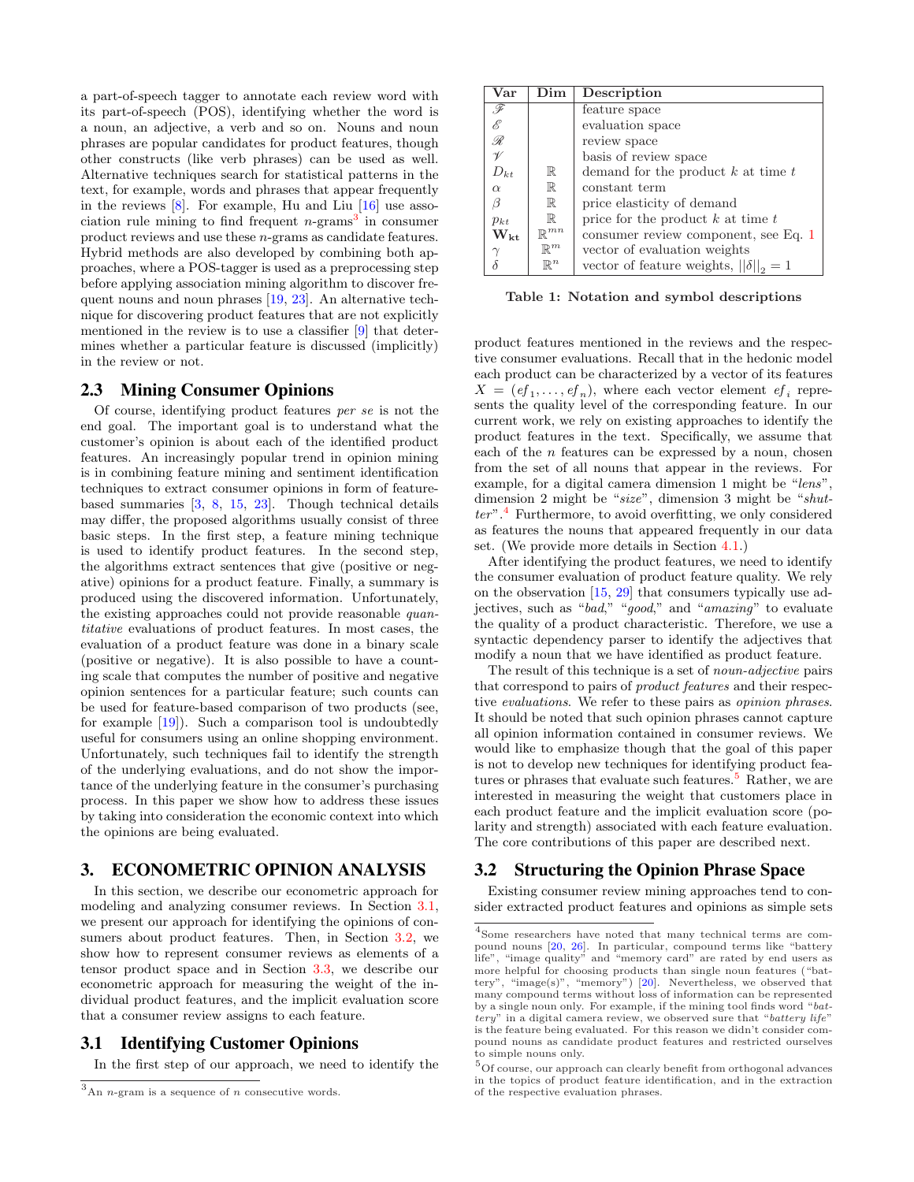a part-of-speech tagger to annotate each review word with its part-of-speech (POS), identifying whether the word is a noun, an adjective, a verb and so on. Nouns and noun phrases are popular candidates for product features, though other constructs (like verb phrases) can be used as well. Alternative techniques search for statistical patterns in the text, for example, words and phrases that appear frequently in the reviews [8]. For example, Hu and Liu [16] use association rule mining to find frequent $n$-grams[3] in consumer product reviews and use these $n$-grams as candidate features. Hybrid methods are also developed by combining both approaches, where a POS-tagger is used as a preprocessing step before applying association mining algorithm to discover frequent nouns and noun phrases [19, 23]. An alternative technique for discovering product features that are not explicitly mentioned in the review is to use a classifier [9] that determines whether a particular feature is discussed (implicitly) in the review or not.

## 2.3 Mining Consumer Opinions

Of course, identifying product features *per se* is not the end goal. The important goal is to understand what the customer's opinion is about each of the identified product features. An increasingly popular trend in opinion mining is in combining feature mining and sentiment identification techniques to extract consumer opinions in form of feature-based summaries [3, 8, 15, 23]. Though technical details may differ, the proposed algorithms usually consist of three basic steps. In the first step, a feature mining technique is used to identify product features. In the second step, the algorithms extract sentences that give (positive or negative) opinions for a product feature. Finally, a summary is produced using the discovered information. Unfortunately, the existing approaches could not provide reasonable *quantitative* evaluations of product features. In most cases, the evaluation of a product feature was done in a binary scale (positive or negative). It is also possible to have a counting scale that computes the number of positive and negative opinion sentences for a particular feature; such counts can be used for feature-based comparison of two products (see, for example [19]). Such a comparison tool is undoubtedly useful for consumers using an online shopping environment. Unfortunately, such techniques fail to identify the strength of the underlying evaluations, and do not show the importance of the underlying feature in the consumer's purchasing process. In this paper we show how to address these issues by taking into consideration the economic context into which the opinions are being evaluated.

# 3. ECONOMETRIC OPINION ANALYSIS

In this section, we describe our econometric approach for modeling and analyzing consumer reviews. In Section 3.1, we present our approach for identifying the opinions of consumers about product features. Then, in Section 3.2, we show how to represent consumer reviews as elements of a tensor product space and in Section 3.3, we describe our econometric approach for measuring the weight of the individual product features, and the implicit evaluation score that a consumer review assigns to each feature.

## 3.1 Identifying Customer Opinions

In the first step of our approach, we need to identify the product features mentioned in the reviews and the respective consumer evaluations. Recall that in the hedonic model each product can be characterized by a vector of its features $X = (ef_1, \ldots, ef_n)$, where each vector element $ef_i$ represents the quality level of the corresponding feature. In our current work, we rely on existing approaches to identify the product features in the text. Specifically, we assume that each of the $n$ features can be expressed by a noun, chosen from the set of all nouns that appear in the reviews. For example, for a digital camera dimension 1 might be "*lens*", dimension 2 might be "*size*", dimension 3 might be "*shutter*".[4] Furthermore, to avoid overfitting, we only considered as features the nouns that appeared frequently in our data set. (We provide more details in Section 4.1.)

After identifying the product features, we need to identify the consumer evaluation of product feature quality. We rely on the observation [15, 29] that consumers typically use adjectives, such as "*bad*," "*good*," and "*amazing*" to evaluate the quality of a product characteristic. Therefore, we use a syntactic dependency parser to identify the adjectives that modify a noun that we have identified as product feature.

The result of this technique is a set of *noun-adjective* pairs that correspond to pairs of *product features* and their respective *evaluations*. We refer to these pairs as *opinion phrases*. It should be noted that such opinion phrases cannot capture all opinion information contained in consumer reviews. We would like to emphasize though that the goal of this paper is not to develop new techniques for identifying product features or phrases that evaluate such features.[5] Rather, we are interested in measuring the weight that customers place in each product feature and the implicit evaluation score (polarity and strength) associated with each feature evaluation. The core contributions of this paper are described next.

| Var | Dim | Description |
|---|---|---|
| $\mathscr{F}$ | | feature space |
| $\mathscr{E}$ | | evaluation space |
| $\mathscr{R}$ | | review space |
| $\mathscr{V}$ | | basis of review space |
| $D_{kt}$ | $\mathbb{R}$ | demand for the product $k$ at time $t$ |
| $\alpha$ | $\mathbb{R}$ | constant term |
| $\beta$ | $\mathbb{R}$ | price elasticity of demand |
| $p_{kt}$ | $\mathbb{R}$ | price for the product $k$ at time $t$ |
| $\mathbf{W_{kt}}$ | $\mathbb{R}^{mn}$ | consumer review component, see Eq. 1 |
| $\gamma$ | $\mathbb{R}^{m}$ | vector of evaluation weights |
| $\delta$ | $\mathbb{R}^{n}$ | vector of feature weights, $\|\|\delta\|\|_2 = 1$ |

**Table 1: Notation and symbol descriptions**

## 3.2 Structuring the Opinion Phrase Space

Existing consumer review mining approaches tend to consider extracted product features and opinions as simple sets

[3] An $n$-gram is a sequence of $n$ consecutive words.

[4] Some researchers have noted that many technical terms are compound nouns [20, 26]. In particular, compound terms like "battery life", "image quality" and "memory card" are rated by end users as more helpful for choosing products than single noun features ("battery", "image(s)", "memory") [20]. Nevertheless, we observed that many compound terms without loss of information can be represented by a single noun only. For example, if the mining tool finds word "*battery*" in a digital camera review, we observed sure that "*battery life*" is the feature being evaluated. For this reason we didn't consider compound nouns as candidate product features and restricted ourselves to simple nouns only.

[5] Of course, our approach can clearly benefit from orthogonal advances in the topics of product feature identification, and in the extraction of the respective evaluation phrases.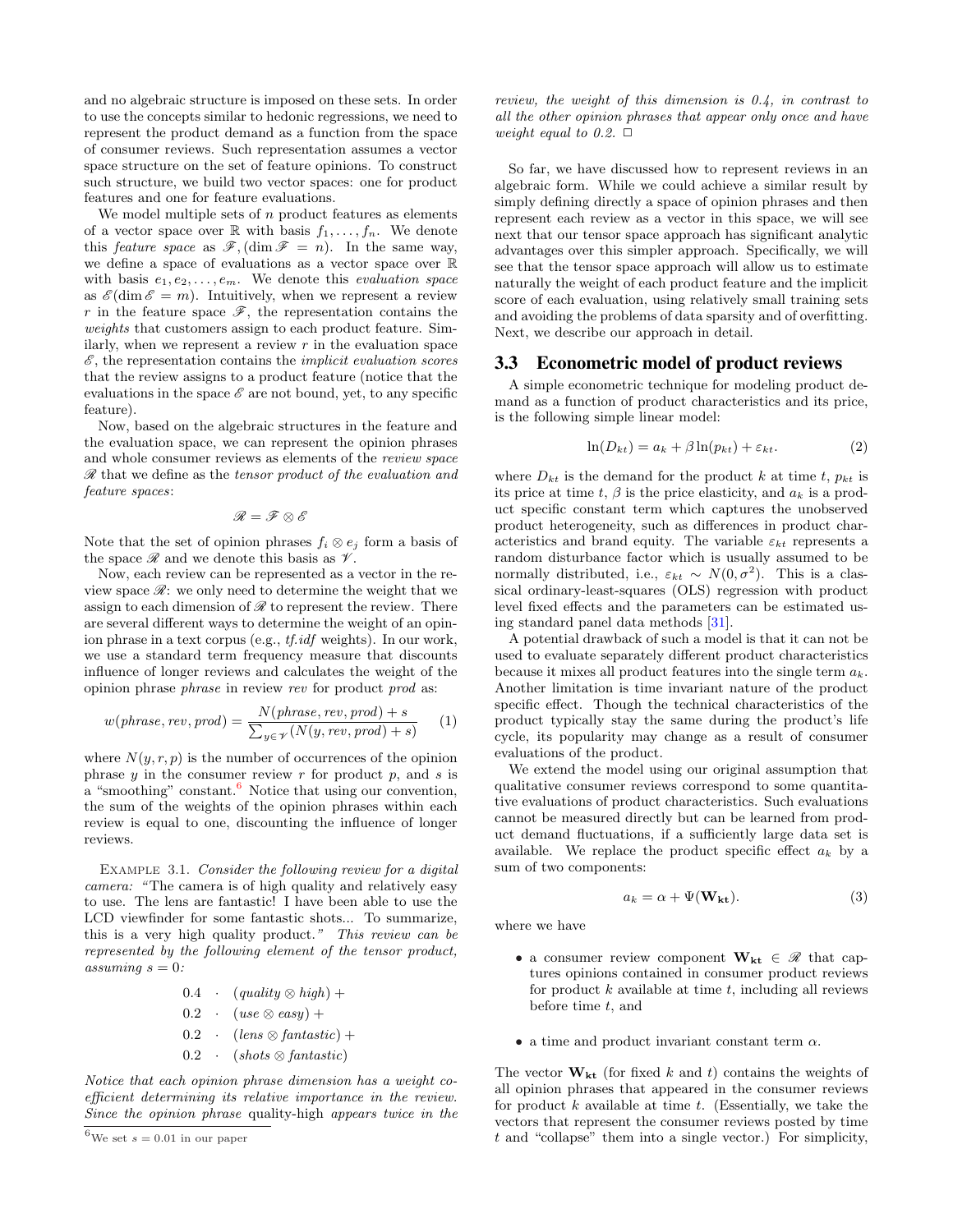and no algebraic structure is imposed on these sets. In order to use the concepts similar to hedonic regressions, we need to represent the product demand as a function from the space of consumer reviews. Such representation assumes a vector space structure on the set of feature opinions. To construct such structure, we build two vector spaces: one for product features and one for feature evaluations.

We model multiple sets of $n$ product features as elements of a vector space over $\mathbb{R}$ with basis $f_1, \ldots, f_n$. We denote this *feature space* as $\mathscr{F}, (\dim \mathscr{F} = n)$. In the same way, we define a space of evaluations as a vector space over $\mathbb{R}$ with basis $e_1, e_2, \ldots, e_m$. We denote this *evaluation space* as $\mathscr{E} (\dim \mathscr{E} = m)$. Intuitively, when we represent a review $r$ in the feature space $\mathscr{F}$, the representation contains the *weights* that customers assign to each product feature. Similarly, when we represent a review $r$ in the evaluation space $\mathscr{E}$, the representation contains the *implicit evaluation scores* that the review assigns to a product feature (notice that the evaluations in the space $\mathscr{E}$ are not bound, yet, to any specific feature).

Now, based on the algebraic structures in the feature and the evaluation space, we can represent the opinion phrases and whole consumer reviews as elements of the *review space* $\mathscr{R}$ that we define as the *tensor product of the evaluation and feature spaces*:

$$\mathscr{R} = \mathscr{F} \otimes \mathscr{E}$$

Note that the set of opinion phrases $f_i \otimes e_j$ form a basis of the space $\mathscr{R}$ and we denote this basis as $\mathscr{V}$.

Now, each review can be represented as a vector in the review space $\mathscr{R}$: we only need to determine the weight that we assign to each dimension of $\mathscr{R}$ to represent the review. There are several different ways to determine the weight of an opinion phrase in a text corpus (e.g., *tf.idf* weights). In our work, we use a standard term frequency measure that discounts influence of longer reviews and calculates the weight of the opinion phrase *phrase* in review *rev* for product *prod* as:

$$w(phrase, rev, prod) = \frac{N(phrase, rev, prod) + s}{\sum_{y \in \mathscr{V}} (N(y, rev, prod) + s)} \quad (1)$$

where $N(y, r, p)$ is the number of occurrences of the opinion phrase $y$ in the consumer review $r$ for product $p$, and $s$ is a "smoothing" constant.[6] Notice that using our convention, the sum of the weights of the opinion phrases within each review is equal to one, discounting the influence of longer reviews.

Example 3.1. *Consider the following review for a digital camera:* "The camera is of high quality and relatively easy to use. The lens are fantastic! I have been able to use the LCD viewfinder for some fantastic shots... To summarize, this is a very high quality product." *This review can be represented by the following element of the tensor product, assuming $s = 0$:*

$$\begin{aligned}
0.4 &\cdot (quality \otimes high) + \\
0.2 &\cdot (use \otimes easy) + \\
0.2 &\cdot (lens \otimes fantastic) + \\
0.2 &\cdot (shots \otimes fantastic)
\end{aligned}$$

*Notice that each opinion phrase dimension has a weight coefficient determining its relative importance in the review. Since the opinion phrase* quality-high *appears twice in the review, the weight of this dimension is 0.4, in contrast to all the other opinion phrases that appear only once and have weight equal to 0.2.* □

[6] We set $s = 0.01$ in our paper

So far, we have discussed how to represent reviews in an algebraic form. While we could achieve a similar result by simply defining directly a space of opinion phrases and then represent each review as a vector in this space, we will see next that our tensor space approach has significant analytic advantages over this simpler approach. Specifically, we will see that the tensor space approach will allow us to estimate naturally the weight of each product feature and the implicit score of each evaluation, using relatively small training sets and avoiding the problems of data sparsity and of overfitting. Next, we describe our approach in detail.

### 3.3 Econometric model of product reviews

A simple econometric technique for modeling product demand as a function of product characteristics and its price, is the following simple linear model:

$$\ln(D_{kt}) = a_k + \beta \ln(p_{kt}) + \varepsilon_{kt}. \quad (2)$$

where $D_{kt}$ is the demand for the product $k$ at time $t$, $p_{kt}$ is its price at time $t$, $\beta$ is the price elasticity, and $a_k$ is a product specific constant term which captures the unobserved product heterogeneity, such as differences in product characteristics and brand equity. The variable $\varepsilon_{kt}$ represents a random disturbance factor which is usually assumed to be normally distributed, i.e., $\varepsilon_{kt} \sim N(0, \sigma^2)$. This is a classical ordinary-least-squares (OLS) regression with product level fixed effects and the parameters can be estimated using standard panel data methods [31].

A potential drawback of such a model is that it can not be used to evaluate separately different product characteristics because it mixes all product features into the single term $a_k$. Another limitation is time invariant nature of the product specific effect. Though the technical characteristics of the product typically stay the same during the product's life cycle, its popularity may change as a result of consumer evaluations of the product.

We extend the model using our original assumption that qualitative consumer reviews correspond to some quantitative evaluations of product characteristics. Such evaluations cannot be measured directly but can be learned from product demand fluctuations, if a sufficiently large data set is available. We replace the product specific effect $a_k$ by a sum of two components:

$$a_k = \alpha + \Psi(\mathbf{W_{kt}}). \quad (3)$$

where we have

- a consumer review component $\mathbf{W_{kt}} \in \mathscr{R}$ that captures opinions contained in consumer product reviews for product $k$ available at time $t$, including all reviews before time $t$, and
- a time and product invariant constant term $\alpha$.

The vector $\mathbf{W_{kt}}$ (for fixed $k$ and $t$) contains the weights of all opinion phrases that appeared in the consumer reviews for product $k$ available at time $t$. (Essentially, we take the vectors that represent the consumer reviews posted by time $t$ and "collapse" them into a single vector.) For simplicity,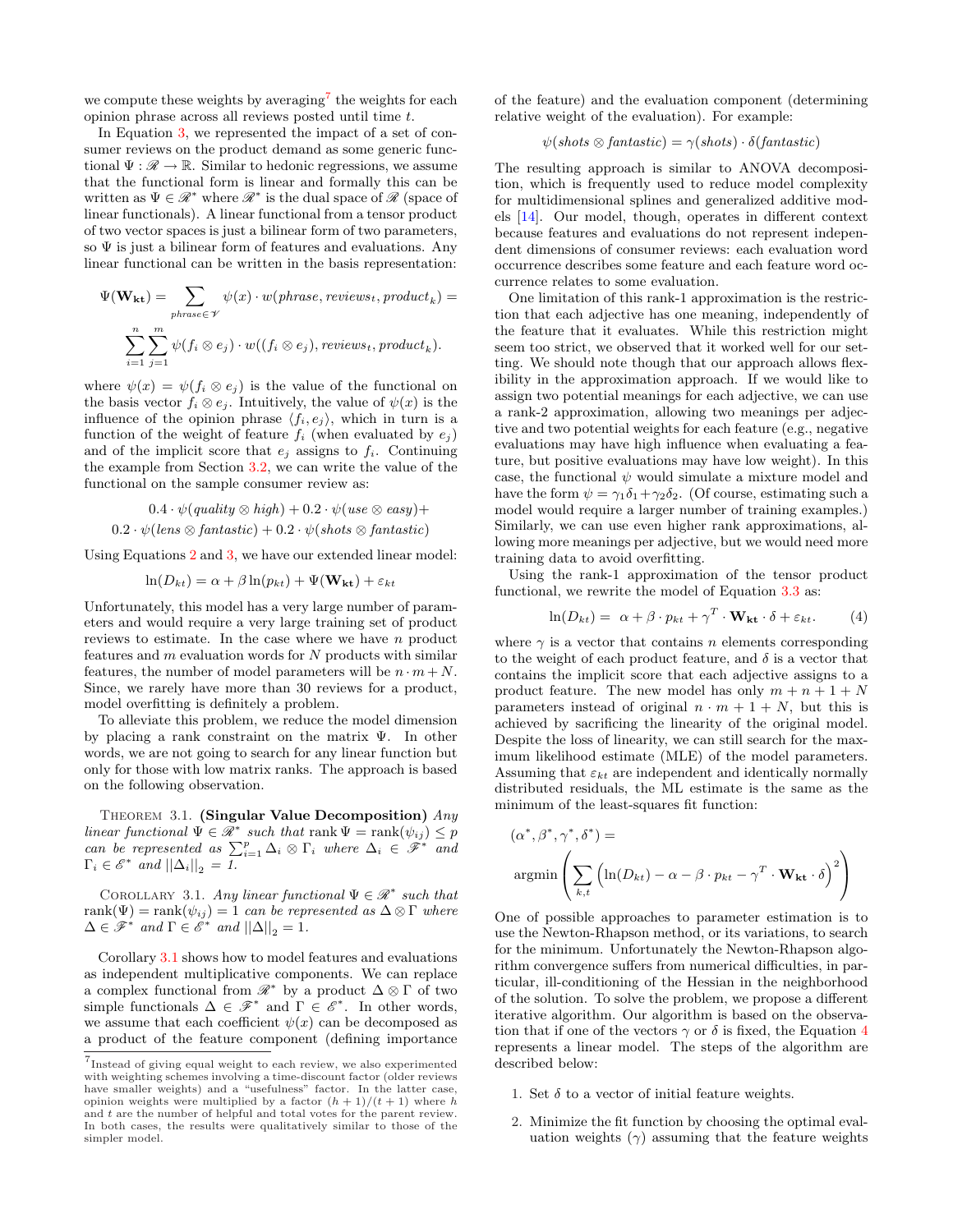we compute these weights by averaging[7] the weights for each opinion phrase across all reviews posted until time $t$.

In Equation 3, we represented the impact of a set of consumer reviews on the product demand as some generic functional $\Psi : \mathscr{R} \to \mathbb{R}$. Similar to hedonic regressions, we assume that the functional form is linear and formally this can be written as $\Psi \in \mathscr{R}^*$ where $\mathscr{R}^*$ is the dual space of $\mathscr{R}$ (space of linear functionals). A linear functional from a tensor product of two vector spaces is just a bilinear form of two parameters, so $\Psi$ is just a bilinear form of features and evaluations. Any linear functional can be written in the basis representation:

$$\Psi(\mathbf{W_{kt}}) = \sum_{phrase \in \mathscr{V}} \psi(x) \cdot w(phrase, reviews_t, product_k) =$$

$$\sum_{i=1}^{n} \sum_{j=1}^{m} \psi(f_i \otimes e_j) \cdot w((f_i \otimes e_j), reviews_t, product_k).$$

where $\psi(x) = \psi(f_i \otimes e_j)$ is the value of the functional on the basis vector $f_i \otimes e_j$. Intuitively, the value of $\psi(x)$ is the influence of the opinion phrase $\langle f_i, e_j \rangle$, which in turn is a function of the weight of feature $f_i$ (when evaluated by $e_j$) and of the implicit score that $e_j$ assigns to $f_i$. Continuing the example from Section 3.2, we can write the value of the functional on the sample consumer review as:

$$0.4 \cdot \psi(quality \otimes high) + 0.2 \cdot \psi(use \otimes easy) +$$
$$0.2 \cdot \psi(lens \otimes fantastic) + 0.2 \cdot \psi(shots \otimes fantastic)$$

Using Equations 2 and 3, we have our extended linear model:

$$\ln(D_{kt}) = \alpha + \beta \ln(p_{kt}) + \Psi(\mathbf{W_{kt}}) + \varepsilon_{kt}$$

Unfortunately, this model has a very large number of parameters and would require a very large training set of product reviews to estimate. In the case where we have $n$ product features and $m$ evaluation words for $N$ products with similar features, the number of model parameters will be $n \cdot m + N$. Since, we rarely have more than 30 reviews for a product, model overfitting is definitely a problem.

To alleviate this problem, we reduce the model dimension by placing a rank constraint on the matrix $\Psi$. In other words, we are not going to search for any linear function but only for those with low matrix ranks. The approach is based on the following observation.

Theorem 3.1. **(Singular Value Decomposition)** *Any linear functional $\Psi \in \mathscr{R}^*$ such that* $\text{rank}\,\Psi = \text{rank}(\psi_{ij}) \le p$ *can be represented as* $\sum_{i=1}^{p} \Delta_i \otimes \Gamma_i$ *where* $\Delta_i \in \mathscr{F}^*$ *and* $\Gamma_i \in \mathscr{E}^*$ *and* $||\Delta_i||_2 = 1$.

Corollary 3.1. *Any linear functional $\Psi \in \mathscr{R}^*$ such that* $\text{rank}(\Psi) = \text{rank}(\psi_{ij}) = 1$ *can be represented as* $\Delta \otimes \Gamma$ *where* $\Delta \in \mathscr{F}^*$ *and* $\Gamma \in \mathscr{E}^*$ *and* $||\Delta||_2 = 1$.

Corollary 3.1 shows how to model features and evaluations as independent multiplicative components. We can replace a complex functional from $\mathscr{R}^*$ by a product $\Delta \otimes \Gamma$ of two simple functionals $\Delta \in \mathscr{F}^*$ and $\Gamma \in \mathscr{E}^*$. In other words, we assume that each coefficient $\psi(x)$ can be decomposed as a product of the feature component (defining importance of the feature) and the evaluation component (determining relative weight of the evaluation). For example:

$$\psi(shots \otimes fantastic) = \gamma(shots) \cdot \delta(fantastic)$$

The resulting approach is similar to ANOVA decomposition, which is frequently used to reduce model complexity for multidimensional splines and generalized additive models [14]. Our model, though, operates in different context because features and evaluations do not represent independent dimensions of consumer reviews: each evaluation word occurrence describes some feature and each feature word occurrence relates to some evaluation.

One limitation of this rank-1 approximation is the restriction that each adjective has one meaning, independently of the feature that it evaluates. While this restriction might seem too strict, we observed that it worked well for our setting. We should note though that our approach allows flexibility in the approximation approach. If we would like to assign two potential meanings for each adjective, we can use a rank-2 approximation, allowing two meanings per adjective and two potential weights for each feature (e.g., negative evaluations may have high influence when evaluating a feature, but positive evaluations may have low weight). In this case, the functional $\psi$ would simulate a mixture model and have the form $\psi = \gamma_1\delta_1 + \gamma_2\delta_2$. (Of course, estimating such a model would require a larger number of training examples.) Similarly, we can use even higher rank approximations, allowing more meanings per adjective, but we would need more training data to avoid overfitting.

Using the rank-1 approximation of the tensor product functional, we rewrite the model of Equation 3.3 as:

$$\ln(D_{kt}) = \alpha + \beta \cdot p_{kt} + \gamma^T \cdot \mathbf{W_{kt}} \cdot \delta + \varepsilon_{kt}. \qquad (4)$$

where $\gamma$ is a vector that contains $n$ elements corresponding to the weight of each product feature, and $\delta$ is a vector that contains the implicit score that each adjective assigns to a product feature. The new model has only $m + n + 1 + N$ parameters instead of original $n \cdot m + 1 + N$, but this is achieved by sacrificing the linearity of the original model. Despite the loss of linearity, we can still search for the maximum likelihood estimate (MLE) of the model parameters. Assuming that $\varepsilon_{kt}$ are independent and identically normally distributed residuals, the ML estimate is the same as the minimum of the least-squares fit function:

$$(\alpha^*, \beta^*, \gamma^*, \delta^*) =$$
$$\operatorname{argmin} \left( \sum_{k,t} \left( \ln(D_{kt}) - \alpha - \beta \cdot p_{kt} - \gamma^T \cdot \mathbf{W_{kt}} \cdot \delta \right)^2 \right)$$

One of possible approaches to parameter estimation is to use the Newton-Rhapson method, or its variations, to search for the minimum. Unfortunately the Newton-Rhapson algorithm convergence suffers from numerical difficulties, in particular, ill-conditioning of the Hessian in the neighborhood of the solution. To solve the problem, we propose a different iterative algorithm. Our algorithm is based on the observation that if one of the vectors $\gamma$ or $\delta$ is fixed, the Equation 4 represents a linear model. The steps of the algorithm are described below:

1. Set $\delta$ to a vector of initial feature weights.
2. Minimize the fit function by choosing the optimal evaluation weights ($\gamma$) assuming that the feature weights

[7] Instead of giving equal weight to each review, we also experimented with weighting schemes involving a time-discount factor (older reviews have smaller weights) and a "usefulness" factor. In the latter case, opinion weights were multiplied by a factor $(h+1)/(t+1)$ where $h$ and $t$ are the number of helpful and total votes for the parent review. In both cases, the results were qualitatively similar to those of the simpler model.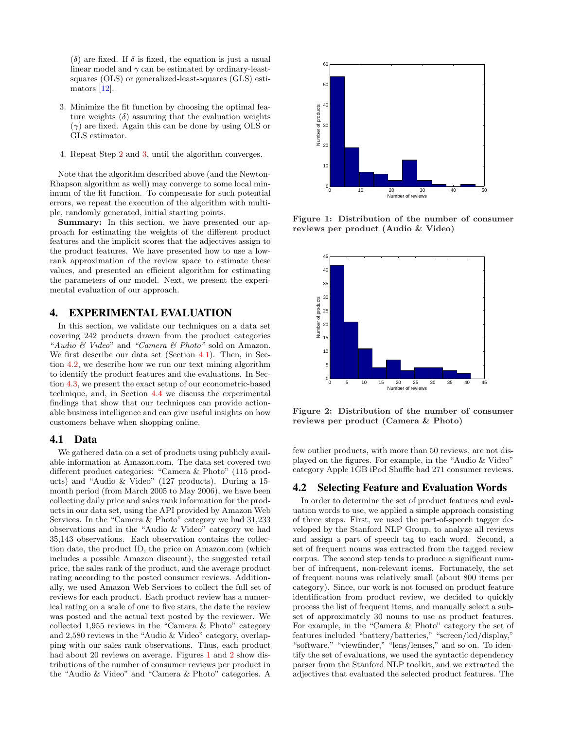($\delta$) are fixed. If $\delta$ is fixed, the equation is just a usual linear model and $\gamma$ can be estimated by ordinary-least-squares (OLS) or generalized-least-squares (GLS) estimators [12].

3. Minimize the fit function by choosing the optimal feature weights ($\delta$) assuming that the evaluation weights ($\gamma$) are fixed. Again this can be done by using OLS or GLS estimator.

4. Repeat Step 2 and 3, until the algorithm converges.

Note that the algorithm described above (and the Newton-Rhapson algorithm as well) may converge to some local minimum of the fit function. To compensate for such potential errors, we repeat the execution of the algorithm with multiple, randomly generated, initial starting points.

**Summary:** In this section, we have presented our approach for estimating the weights of the different product features and the implicit scores that the adjectives assign to the product features. We have presented how to use a low-rank approximation of the review space to estimate these values, and presented an efficient algorithm for estimating the parameters of our model. Next, we present the experimental evaluation of our approach.

## 4. EXPERIMENTAL EVALUATION

In this section, we validate our techniques on a data set covering 242 products drawn from the product categories *"Audio & Video"* and *"Camera & Photo"* sold on Amazon. We first describe our data set (Section 4.1). Then, in Section 4.2, we describe how we run our text mining algorithm to identify the product features and the evaluations. In Section 4.3, we present the exact setup of our econometric-based technique, and, in Section 4.4 we discuss the experimental findings that show that our techniques can provide actionable business intelligence and can give useful insights on how customers behave when shopping online.

### 4.1 Data

We gathered data on a set of products using publicly available information at Amazon.com. The data set covered two different product categories: "Camera & Photo" (115 products) and "Audio & Video" (127 products). During a 15-month period (from March 2005 to May 2006), we have been collecting daily price and sales rank information for the products in our data set, using the API provided by Amazon Web Services. In the "Camera & Photo" category we had 31,233 observations and in the "Audio & Video" category we had 35,143 observations. Each observation contains the collection date, the product ID, the price on Amazon.com (which includes a possible Amazon discount), the suggested retail price, the sales rank of the product, and the average product rating according to the posted consumer reviews. Additionally, we used Amazon Web Services to collect the full set of reviews for each product. Each product review has a numerical rating on a scale of one to five stars, the date the review was posted and the actual text posted by the reviewer. We collected 1,955 reviews in the "Camera & Photo" category and 2,580 reviews in the "Audio & Video" category, overlapping with our sales rank observations. Thus, each product had about 20 reviews on average. Figures 1 and 2 show distributions of the number of consumer reviews per product in the "Audio & Video" and "Camera & Photo" categories. A few outlier products, with more than 50 reviews, are not displayed on the figures. For example, in the "Audio & Video" category Apple 1GB iPod Shuffle had 271 consumer reviews.

**Figure 1: Distribution of the number of consumer reviews per product (Audio & Video)**

**Figure 2: Distribution of the number of consumer reviews per product (Camera & Photo)**

### 4.2 Selecting Feature and Evaluation Words

In order to determine the set of product features and evaluation words to use, we applied a simple approach consisting of three steps. First, we used the part-of-speech tagger developed by the Stanford NLP Group, to analyze all reviews and assign a part of speech tag to each word. Second, a set of frequent nouns was extracted from the tagged review corpus. The second step tends to produce a significant number of infrequent, non-relevant items. Fortunately, the set of frequent nouns was relatively small (about 800 items per category). Since, our work is not focused on product feature identification from product review, we decided to quickly process the list of frequent items, and manually select a subset of approximately 30 nouns to use as product features. For example, in the "Camera & Photo" category the set of features included "battery/batteries," "screen/lcd/display," "software," "viewfinder," "lens/lenses," and so on. To identify the set of evaluations, we used the syntactic dependency parser from the Stanford NLP toolkit, and we extracted the adjectives that evaluated the selected product features. The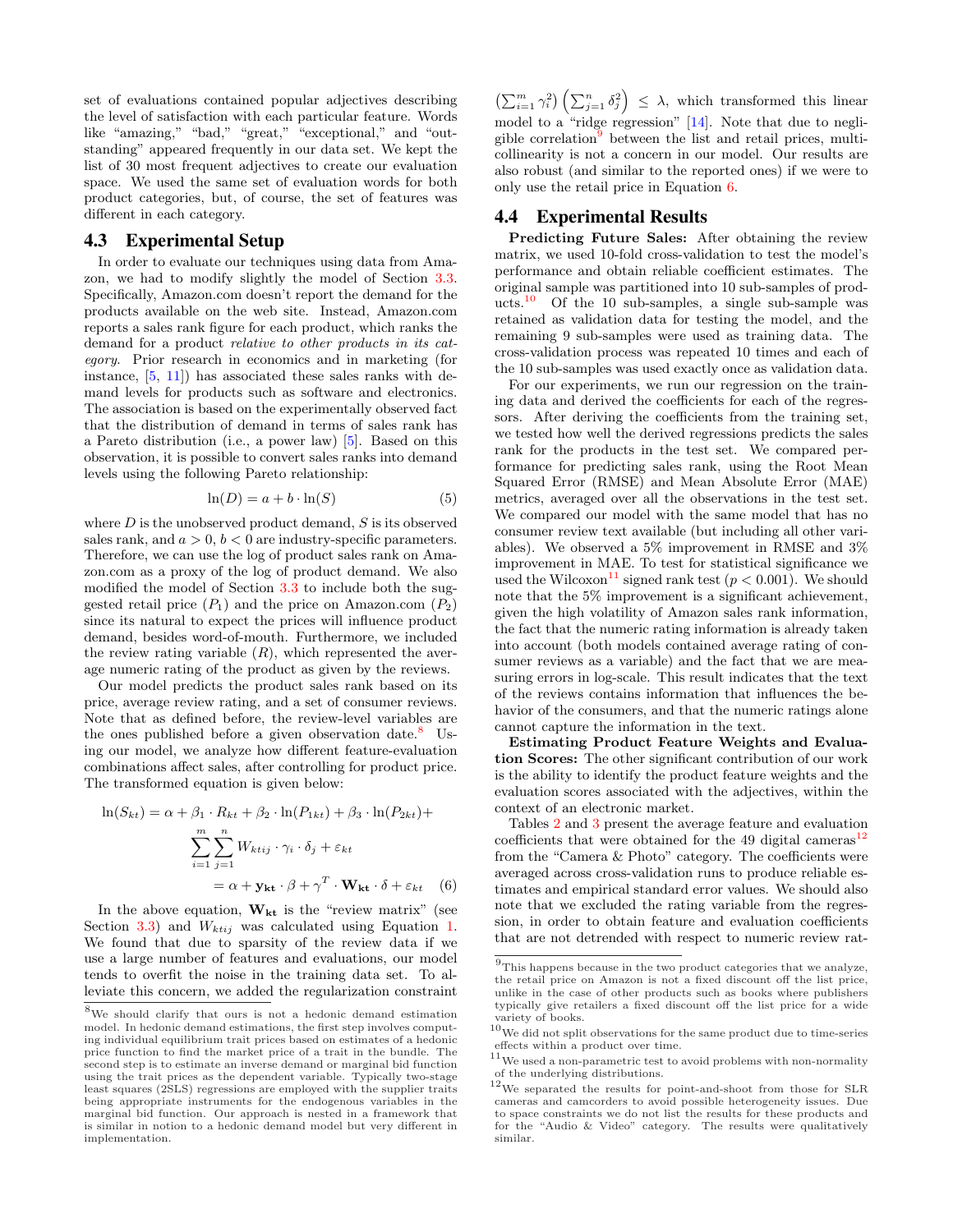set of evaluations contained popular adjectives describing the level of satisfaction with each particular feature. Words like "amazing," "bad," "great," "exceptional," and "outstanding" appeared frequently in our data set. We kept the list of 30 most frequent adjectives to create our evaluation space. We used the same set of evaluation words for both product categories, but, of course, the set of features was different in each category.

## 4.3 Experimental Setup

In order to evaluate our techniques using data from Amazon, we had to modify slightly the model of Section 3.3. Specifically, Amazon.com doesn't report the demand for the products available on the web site. Instead, Amazon.com reports a sales rank figure for each product, which ranks the demand for a product *relative to other products in its category*. Prior research in economics and in marketing (for instance, [5, 11]) has associated these sales ranks with demand levels for products such as software and electronics. The association is based on the experimentally observed fact that the distribution of demand in terms of sales rank has a Pareto distribution (i.e., a power law) [5]. Based on this observation, it is possible to convert sales ranks into demand levels using the following Pareto relationship:

$$\ln(D) = a + b \cdot \ln(S) \tag{5}$$

where $D$ is the unobserved product demand, $S$ is its observed sales rank, and $a > 0$, $b < 0$ are industry-specific parameters. Therefore, we can use the log of product sales rank on Amazon.com as a proxy of the log of product demand. We also modified the model of Section 3.3 to include both the suggested retail price ($P_1$) and the price on Amazon.com ($P_2$) since its natural to expect the prices will influence product demand, besides word-of-mouth. Furthermore, we included the review rating variable ($R$), which represented the average numeric rating of the product as given by the reviews.

Our model predicts the product sales rank based on its price, average review rating, and a set of consumer reviews. Note that as defined before, the review-level variables are the ones published before a given observation date.[8] Using our model, we analyze how different feature-evaluation combinations affect sales, after controlling for product price. The transformed equation is given below:

$$\begin{aligned}\ln(S_{kt}) &= \alpha + \beta_1 \cdot R_{kt} + \beta_2 \cdot \ln(P_{1kt}) + \beta_3 \cdot \ln(P_{2kt}) + \\ &\quad \sum_{i=1}^{m}\sum_{j=1}^{n} W_{ktij} \cdot \gamma_i \cdot \delta_j + \varepsilon_{kt} \\ &= \alpha + \mathbf{y_{kt}} \cdot \beta + \gamma^T \cdot \mathbf{W_{kt}} \cdot \delta + \varepsilon_{kt} \end{aligned} \tag{6}$$

In the above equation, $\mathbf{W_{kt}}$ is the "review matrix" (see Section 3.3) and $W_{ktij}$ was calculated using Equation 1. We found that due to sparsity of the review data if we use a large number of features and evaluations, our model tends to overfit the noise in the training data set. To alleviate this concern, we added the regularization constraint $\left(\sum_{i=1}^{m}\gamma_i^2\right)\left(\sum_{j=1}^{n}\delta_j^2\right) \leq \lambda$, which transformed this linear model to a "ridge regression" [14]. Note that due to negligible correlation[9] between the list and retail prices, multicollinearity is not a concern in our model. Our results are also robust (and similar to the reported ones) if we were to only use the retail price in Equation 6.

## 4.4 Experimental Results

**Predicting Future Sales:** After obtaining the review matrix, we used 10-fold cross-validation to test the model's performance and obtain reliable coefficient estimates. The original sample was partitioned into 10 sub-samples of products.[10] Of the 10 sub-samples, a single sub-sample was retained as validation data for testing the model, and the remaining 9 sub-samples were used as training data. The cross-validation process was repeated 10 times and each of the 10 sub-samples was used exactly once as validation data.

For our experiments, we run our regression on the training data and derived the coefficients for each of the regressors. After deriving the coefficients from the training set, we tested how well the derived regressions predicts the sales rank for the products in the test set. We compared performance for predicting sales rank, using the Root Mean Squared Error (RMSE) and Mean Absolute Error (MAE) metrics, averaged over all the observations in the test set. We compared our model with the same model that has no consumer review text available (but including all other variables). We observed a 5% improvement in RMSE and 3% improvement in MAE. To test for statistical significance we used the Wilcoxon[11] signed rank test ($p < 0.001$). We should note that the 5% improvement is a significant achievement, given the high volatility of Amazon sales rank information, the fact that the numeric rating information is already taken into account (both models contained average rating of consumer reviews as a variable) and the fact that we are measuring errors in log-scale. This result indicates that the text of the reviews contains information that influences the behavior of the consumers, and that the numeric ratings alone cannot capture the information in the text.

**Estimating Product Feature Weights and Evaluation Scores:** The other significant contribution of our work is the ability to identify the product feature weights and the evaluation scores associated with the adjectives, within the context of an electronic market.

Tables 2 and 3 present the average feature and evaluation coefficients that were obtained for the 49 digital cameras[12] from the "Camera & Photo" category. The coefficients were averaged across cross-validation runs to produce reliable estimates and empirical standard error values. We should also note that we excluded the rating variable from the regression, in order to obtain feature and evaluation coefficients that are not detrended with respect to numeric review rat-

---

[8] We should clarify that ours is not a hedonic demand estimation model. In hedonic demand estimations, the first step involves computing individual equilibrium trait prices based on estimates of a hedonic price function to find the market price of a trait in the bundle. The second step is to estimate an inverse demand or marginal bid function using the trait prices as the dependent variable. Typically two-stage least squares (2SLS) regressions are employed with the supplier traits being appropriate instruments for the endogenous variables in the marginal bid function. Our approach is nested in a framework that is similar in notion to a hedonic demand model but very different in implementation.

[9] This happens because in the two product categories that we analyze, the retail price on Amazon is not a fixed discount off the list price, unlike in the case of other products such as books where publishers typically give retailers a fixed discount off the list price for a wide variety of books.

[10] We did not split observations for the same product due to time-series effects within a product over time.

[11] We used a non-parametric test to avoid problems with non-normality of the underlying distributions.

[12] We separated the results for point-and-shoot from those for SLR cameras and camcorders to avoid possible heterogeneity issues. Due to space constraints we do not list the results for these products and for the "Audio & Video" category. The results were qualitatively similar.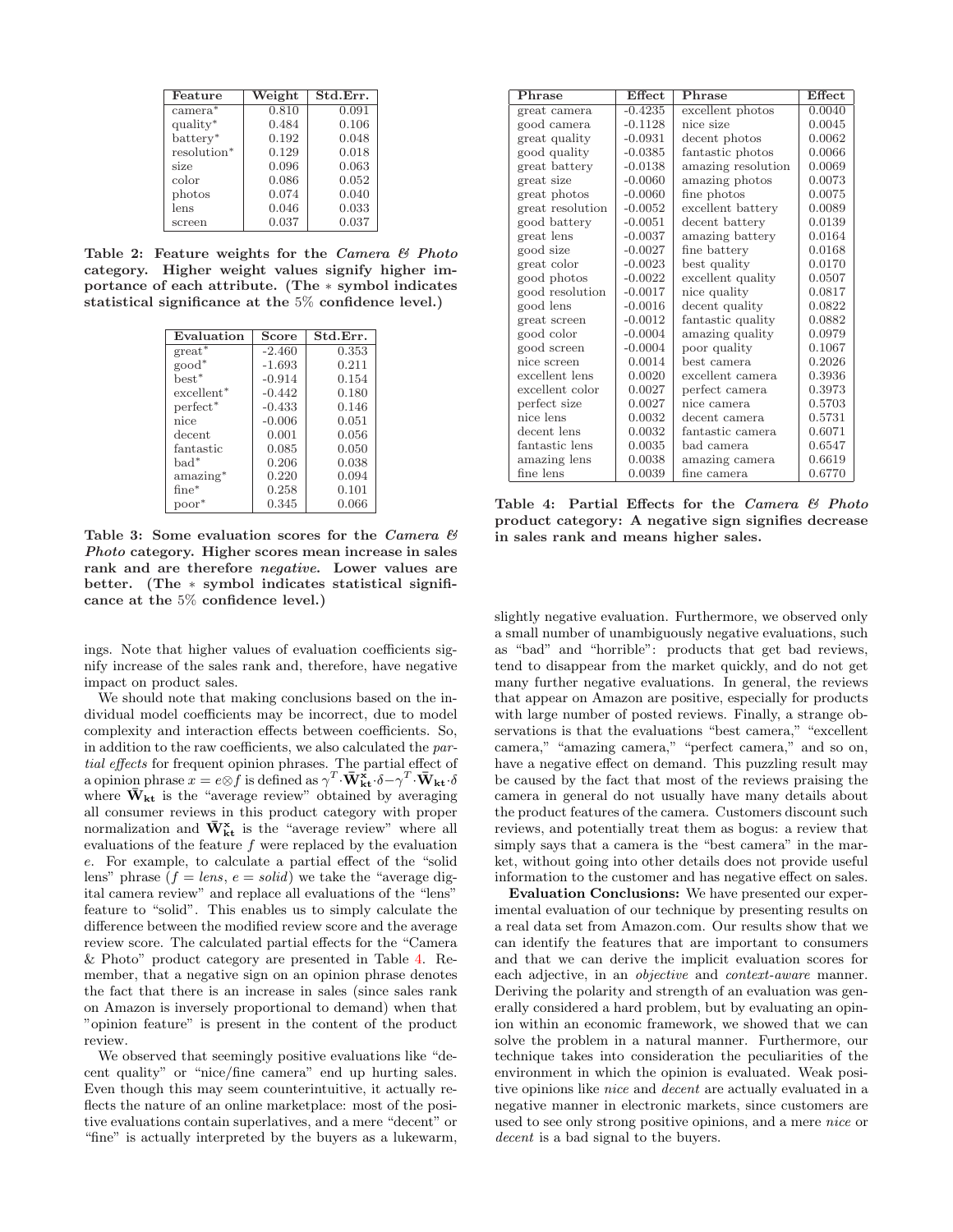| Feature | Weight | Std.Err. |
|---|---|---|
| camera* | 0.810 | 0.091 |
| quality* | 0.484 | 0.106 |
| battery* | 0.192 | 0.048 |
| resolution* | 0.129 | 0.018 |
| size | 0.096 | 0.063 |
| color | 0.086 | 0.052 |
| photos | 0.074 | 0.040 |
| lens | 0.046 | 0.033 |
| screen | 0.037 | 0.037 |

**Table 2: Feature weights for the *Camera & Photo* category. Higher weight values signify higher importance of each attribute. (The ∗ symbol indicates statistical significance at the 5% confidence level.)**

| Evaluation | Score | Std.Err. |
|---|---|---|
| great* | -2.460 | 0.353 |
| good* | -1.693 | 0.211 |
| best* | -0.914 | 0.154 |
| excellent* | -0.442 | 0.180 |
| perfect* | -0.433 | 0.146 |
| nice | -0.006 | 0.051 |
| decent | 0.001 | 0.056 |
| fantastic | 0.085 | 0.050 |
| bad* | 0.206 | 0.038 |
| amazing* | 0.220 | 0.094 |
| fine* | 0.258 | 0.101 |
| poor* | 0.345 | 0.066 |

**Table 3: Some evaluation scores for the *Camera & Photo* category. Higher scores mean increase in sales rank and are therefore *negative*. Lower values are better. (The ∗ symbol indicates statistical significance at the 5% confidence level.)**

ings. Note that higher values of evaluation coefficients signify increase of the sales rank and, therefore, have negative impact on product sales.

We should note that making conclusions based on the individual model coefficients may be incorrect, due to model complexity and interaction effects between coefficients. So, in addition to the raw coefficients, we also calculated the *partial effects* for frequent opinion phrases. The partial effect of a opinion phrase $x = e \otimes f$ is defined as $\gamma^T \cdot \bar{\mathbf{W}}^{\mathbf{x}}_{\mathbf{kt}} \cdot \delta - \gamma^T \cdot \bar{\mathbf{W}}_{\mathbf{kt}} \cdot \delta$ where $\bar{\mathbf{W}}_{\mathbf{kt}}$ is the "average review" obtained by averaging all consumer reviews in this product category with proper normalization and $\bar{\mathbf{W}}^{\mathbf{x}}_{\mathbf{kt}}$ is the "average review" where all evaluations of the feature $f$ were replaced by the evaluation $e$. For example, to calculate a partial effect of the "solid lens" phrase ($f = lens$, $e = solid$) we take the "average digital camera review" and replace all evaluations of the "lens" feature to "solid". This enables us to simply calculate the difference between the modified review score and the average review score. The calculated partial effects for the "Camera & Photo" product category are presented in Table 4. Remember, that a negative sign on an opinion phrase denotes the fact that there is an increase in sales (since sales rank on Amazon is inversely proportional to demand) when that "opinion feature" is present in the content of the product review.

We observed that seemingly positive evaluations like "decent quality" or "nice/fine camera" end up hurting sales. Even though this may seem counterintuitive, it actually reflects the nature of an online marketplace: most of the positive evaluations contain superlatives, and a mere "decent" or "fine" is actually interpreted by the buyers as a lukewarm,

| Phrase | Effect | Phrase | Effect |
|---|---|---|---|
| great camera | -0.4235 | excellent photos | 0.0040 |
| good camera | -0.1128 | nice size | 0.0045 |
| great quality | -0.0931 | decent photos | 0.0062 |
| good quality | -0.0385 | fantastic photos | 0.0066 |
| great battery | -0.0138 | amazing resolution | 0.0069 |
| great size | -0.0060 | amazing photos | 0.0073 |
| great photos | -0.0060 | fine photos | 0.0075 |
| great resolution | -0.0052 | excellent battery | 0.0089 |
| good battery | -0.0051 | decent battery | 0.0139 |
| great lens | -0.0037 | amazing battery | 0.0164 |
| good size | -0.0027 | fine battery | 0.0168 |
| great color | -0.0023 | best quality | 0.0170 |
| good photos | -0.0022 | excellent quality | 0.0507 |
| good resolution | -0.0017 | nice quality | 0.0817 |
| good lens | -0.0016 | decent quality | 0.0822 |
| great screen | -0.0012 | fantastic quality | 0.0882 |
| good color | -0.0004 | amazing quality | 0.0979 |
| good screen | -0.0004 | poor quality | 0.1067 |
| nice screen | 0.0014 | best camera | 0.2026 |
| excellent lens | 0.0020 | excellent camera | 0.3936 |
| excellent color | 0.0027 | perfect camera | 0.3973 |
| perfect size | 0.0027 | nice camera | 0.5703 |
| nice lens | 0.0032 | decent camera | 0.5731 |
| decent lens | 0.0032 | fantastic camera | 0.6071 |
| fantastic lens | 0.0035 | bad camera | 0.6547 |
| amazing lens | 0.0038 | amazing camera | 0.6619 |
| fine lens | 0.0039 | fine camera | 0.6770 |

**Table 4: Partial Effects for the *Camera & Photo* product category: A negative sign signifies decrease in sales rank and means higher sales.**

slightly negative evaluation. Furthermore, we observed only a small number of unambiguously negative evaluations, such as "bad" and "horrible": products that get bad reviews, tend to disappear from the market quickly, and do not get many further negative evaluations. In general, the reviews that appear on Amazon are positive, especially for products with large number of posted reviews. Finally, a strange observations is that the evaluations "best camera," "excellent camera," "amazing camera," "perfect camera," and so on, have a negative effect on demand. This puzzling result may be caused by the fact that most of the reviews praising the camera in general do not usually have many details about the product features of the camera. Customers discount such reviews, and potentially treat them as bogus: a review that simply says that a camera is the "best camera" in the market, without going into other details does not provide useful information to the customer and has negative effect on sales.

**Evaluation Conclusions:** We have presented our experimental evaluation of our technique by presenting results on a real data set from Amazon.com. Our results show that we can identify the features that are important to consumers and that we can derive the implicit evaluation scores for each adjective, in an *objective* and *context-aware* manner. Deriving the polarity and strength of an evaluation was generally considered a hard problem, but by evaluating an opinion within an economic framework, we showed that we can solve the problem in a natural manner. Furthermore, our technique takes into consideration the peculiarities of the environment in which the opinion is evaluated. Weak positive opinions like *nice* and *decent* are actually evaluated in a negative manner in electronic markets, since customers are used to see only strong positive opinions, and a mere *nice* or *decent* is a bad signal to the buyers.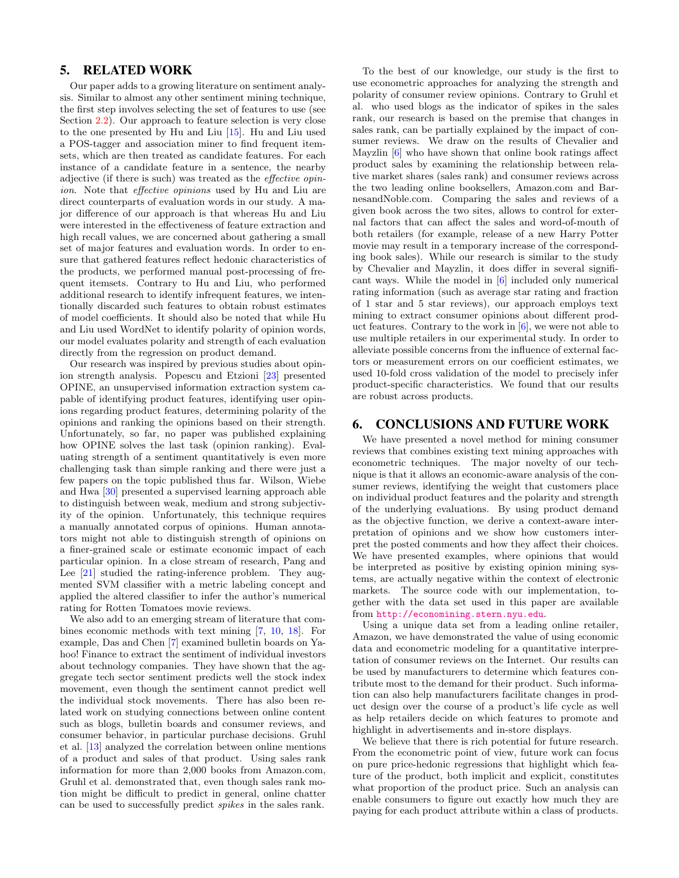## 5. RELATED WORK

Our paper adds to a growing literature on sentiment analysis. Similar to almost any other sentiment mining technique, the first step involves selecting the set of features to use (see Section 2.2). Our approach to feature selection is very close to the one presented by Hu and Liu [15]. Hu and Liu used a POS-tagger and association miner to find frequent itemsets, which are then treated as candidate features. For each instance of a candidate feature in a sentence, the nearby adjective (if there is such) was treated as the *effective opinion*. Note that *effective opinions* used by Hu and Liu are direct counterparts of evaluation words in our study. A major difference of our approach is that whereas Hu and Liu were interested in the effectiveness of feature extraction and high recall values, we are concerned about gathering a small set of major features and evaluation words. In order to ensure that gathered features reflect hedonic characteristics of the products, we performed manual post-processing of frequent itemsets. Contrary to Hu and Liu, who performed additional research to identify infrequent features, we intentionally discarded such features to obtain robust estimates of model coefficients. It should also be noted that while Hu and Liu used WordNet to identify polarity of opinion words, our model evaluates polarity and strength of each evaluation directly from the regression on product demand.

Our research was inspired by previous studies about opinion strength analysis. Popescu and Etzioni [23] presented OPINE, an unsupervised information extraction system capable of identifying product features, identifying user opinions regarding product features, determining polarity of the opinions and ranking the opinions based on their strength. Unfortunately, so far, no paper was published explaining how OPINE solves the last task (opinion ranking). Evaluating strength of a sentiment quantitatively is even more challenging task than simple ranking and there were just a few papers on the topic published thus far. Wilson, Wiebe and Hwa [30] presented a supervised learning approach able to distinguish between weak, medium and strong subjectivity of the opinion. Unfortunately, this technique requires a manually annotated corpus of opinions. Human annotators might not able to distinguish strength of opinions on a finer-grained scale or estimate economic impact of each particular opinion. In a close stream of research, Pang and Lee [21] studied the rating-inference problem. They augmented SVM classifier with a metric labeling concept and applied the altered classifier to infer the author's numerical rating for Rotten Tomatoes movie reviews.

We also add to an emerging stream of literature that combines economic methods with text mining [7, 10, 18]. For example, Das and Chen [7] examined bulletin boards on Yahoo! Finance to extract the sentiment of individual investors about technology companies. They have shown that the aggregate tech sector sentiment predicts well the stock index movement, even though the sentiment cannot predict well the individual stock movements. There has also been related work on studying connections between online content such as blogs, bulletin boards and consumer reviews, and consumer behavior, in particular purchase decisions. Gruhl et al. [13] analyzed the correlation between online mentions of a product and sales of that product. Using sales rank information for more than 2,000 books from Amazon.com, Gruhl et al. demonstrated that, even though sales rank motion might be difficult to predict in general, online chatter can be used to successfully predict *spikes* in the sales rank.

To the best of our knowledge, our study is the first to use econometric approaches for analyzing the strength and polarity of consumer review opinions. Contrary to Gruhl et al. who used blogs as the indicator of spikes in the sales rank, our research is based on the premise that changes in sales rank, can be partially explained by the impact of consumer reviews. We draw on the results of Chevalier and Mayzlin [6] who have shown that online book ratings affect product sales by examining the relationship between relative market shares (sales rank) and consumer reviews across the two leading online booksellers, Amazon.com and BarnesandNoble.com. Comparing the sales and reviews of a given book across the two sites, allows to control for external factors that can affect the sales and word-of-mouth of both retailers (for example, release of a new Harry Potter movie may result in a temporary increase of the corresponding book sales). While our research is similar to the study by Chevalier and Mayzlin, it does differ in several significant ways. While the model in [6] included only numerical rating information (such as average star rating and fraction of 1 star and 5 star reviews), our approach employs text mining to extract consumer opinions about different product features. Contrary to the work in [6], we were not able to use multiple retailers in our experimental study. In order to alleviate possible concerns from the influence of external factors or measurement errors on our coefficient estimates, we used 10-fold cross validation of the model to precisely infer product-specific characteristics. We found that our results are robust across products.

## 6. CONCLUSIONS AND FUTURE WORK

We have presented a novel method for mining consumer reviews that combines existing text mining approaches with econometric techniques. The major novelty of our technique is that it allows an economic-aware analysis of the consumer reviews, identifying the weight that customers place on individual product features and the polarity and strength of the underlying evaluations. By using product demand as the objective function, we derive a context-aware interpretation of opinions and we show how customers interpret the posted comments and how they affect their choices. We have presented examples, where opinions that would be interpreted as positive by existing opinion mining systems, are actually negative within the context of electronic markets. The source code with our implementation, together with the data set used in this paper are available from http://economining.stern.nyu.edu.

Using a unique data set from a leading online retailer, Amazon, we have demonstrated the value of using economic data and econometric modeling for a quantitative interpretation of consumer reviews on the Internet. Our results can be used by manufacturers to determine which features contribute most to the demand for their product. Such information can also help manufacturers facilitate changes in product design over the course of a product's life cycle as well as help retailers decide on which features to promote and highlight in advertisements and in-store displays.

We believe that there is rich potential for future research. From the econometric point of view, future work can focus on pure price-hedonic regressions that highlight which feature of the product, both implicit and explicit, constitutes what proportion of the product price. Such an analysis can enable consumers to figure out exactly how much they are paying for each product attribute within a class of products.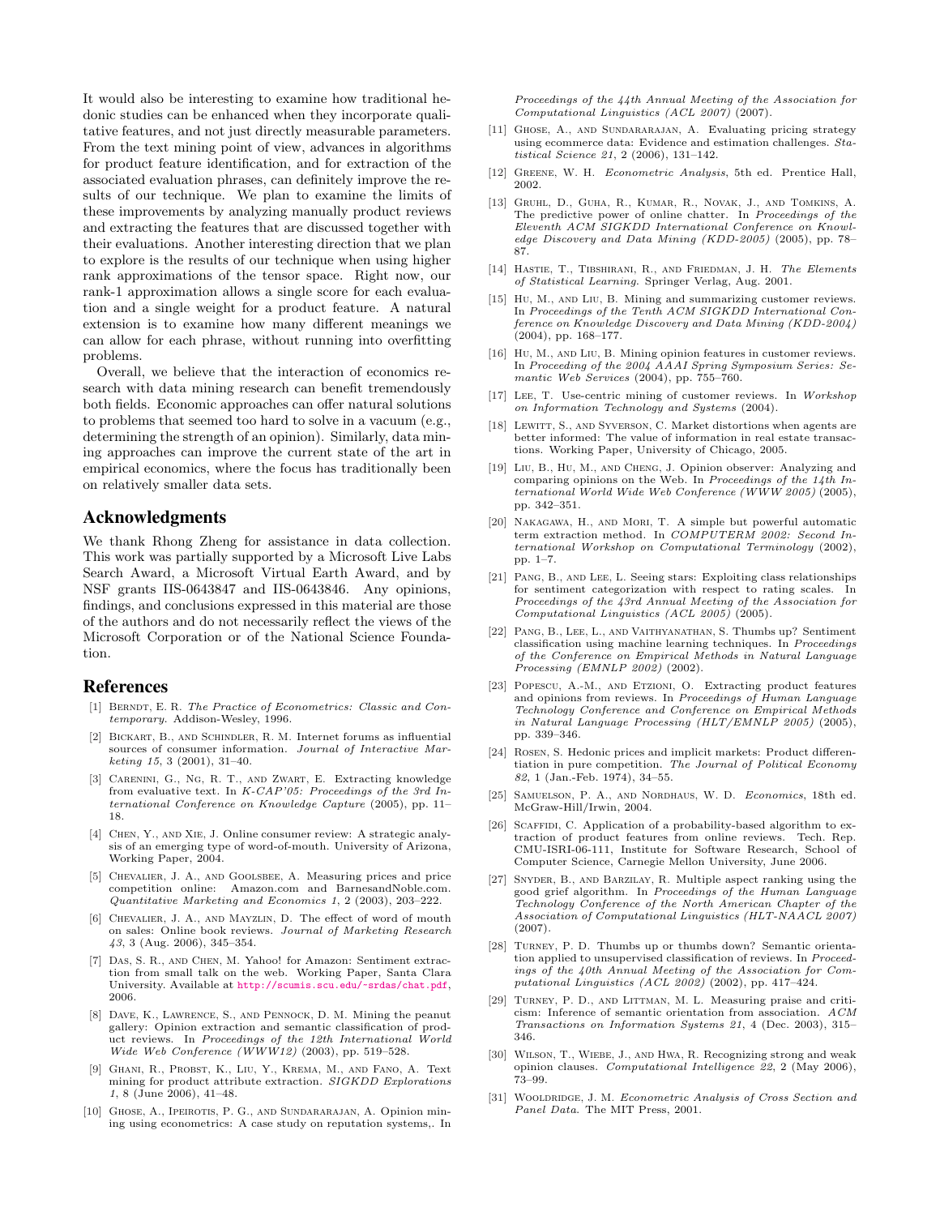It would also be interesting to examine how traditional hedonic studies can be enhanced when they incorporate qualitative features, and not just directly measurable parameters. From the text mining point of view, advances in algorithms for product feature identification, and for extraction of the associated evaluation phrases, can definitely improve the results of our technique. We plan to examine the limits of these improvements by analyzing manually product reviews and extracting the features that are discussed together with their evaluations. Another interesting direction that we plan to explore is the results of our technique when using higher rank approximations of the tensor space. Right now, our rank-1 approximation allows a single score for each evaluation and a single weight for a product feature. A natural extension is to examine how many different meanings we can allow for each phrase, without running into overfitting problems.

Overall, we believe that the interaction of economics research with data mining research can benefit tremendously both fields. Economic approaches can offer natural solutions to problems that seemed too hard to solve in a vacuum (e.g., determining the strength of an opinion). Similarly, data mining approaches can improve the current state of the art in empirical economics, where the focus has traditionally been on relatively smaller data sets.

## Acknowledgments

We thank Rhong Zheng for assistance in data collection. This work was partially supported by a Microsoft Live Labs Search Award, a Microsoft Virtual Earth Award, and by NSF grants IIS-0643847 and IIS-0643846. Any opinions, findings, and conclusions expressed in this material are those of the authors and do not necessarily reflect the views of the Microsoft Corporation or of the National Science Foundation.

## References

[1] Berndt, E. R. *The Practice of Econometrics: Classic and Contemporary*. Addison-Wesley, 1996.

[2] Bickart, B., and Schindler, R. M. Internet forums as influential sources of consumer information. *Journal of Interactive Marketing 15*, 3 (2001), 31–40.

[3] Carenini, G., Ng, R. T., and Zwart, E. Extracting knowledge from evaluative text. In *K-CAP'05: Proceedings of the 3rd International Conference on Knowledge Capture* (2005), pp. 11–18.

[4] Chen, Y., and Xie, J. Online consumer review: A strategic analysis of an emerging type of word-of-mouth. University of Arizona, Working Paper, 2004.

[5] Chevalier, J. A., and Goolsbee, A. Measuring prices and price competition online: Amazon.com and BarnesandNoble.com. *Quantitative Marketing and Economics 1*, 2 (2003), 203–222.

[6] Chevalier, J. A., and Mayzlin, D. The effect of word of mouth on sales: Online book reviews. *Journal of Marketing Research 43*, 3 (Aug. 2006), 345–354.

[7] Das, S. R., and Chen, M. Yahoo! for Amazon: Sentiment extraction from small talk on the web. Working Paper, Santa Clara University. Available at http://scumis.scu.edu/~srdas/chat.pdf, 2006.

[8] Dave, K., Lawrence, S., and Pennock, D. M. Mining the peanut gallery: Opinion extraction and semantic classification of product reviews. In *Proceedings of the 12th International World Wide Web Conference (WWW12)* (2003), pp. 519–528.

[9] Ghani, R., Probst, K., Liu, Y., Krema, M., and Fano, A. Text mining for product attribute extraction. *SIGKDD Explorations 1*, 8 (June 2006), 41–48.

[10] Ghose, A., Ipeirotis, P. G., and Sundararajan, A. Opinion mining using econometrics: A case study on reputation systems,. In *Proceedings of the 44th Annual Meeting of the Association for Computational Linguistics (ACL 2007)* (2007).

[11] Ghose, A., and Sundararajan, A. Evaluating pricing strategy using ecommerce data: Evidence and estimation challenges. *Statistical Science 21*, 2 (2006), 131–142.

[12] Greene, W. H. *Econometric Analysis*, 5th ed. Prentice Hall, 2002.

[13] Gruhl, D., Guha, R., Kumar, R., Novak, J., and Tomkins, A. The predictive power of online chatter. In *Proceedings of the Eleventh ACM SIGKDD International Conference on Knowledge Discovery and Data Mining (KDD-2005)* (2005), pp. 78–87.

[14] Hastie, T., Tibshirani, R., and Friedman, J. H. *The Elements of Statistical Learning*. Springer Verlag, Aug. 2001.

[15] Hu, M., and Liu, B. Mining and summarizing customer reviews. In *Proceedings of the Tenth ACM SIGKDD International Conference on Knowledge Discovery and Data Mining (KDD-2004)* (2004), pp. 168–177.

[16] Hu, M., and Liu, B. Mining opinion features in customer reviews. In *Proceeding of the 2004 AAAI Spring Symposium Series: Semantic Web Services* (2004), pp. 755–760.

[17] Lee, T. Use-centric mining of customer reviews. In *Workshop on Information Technology and Systems* (2004).

[18] Lewitt, S., and Syverson, C. Market distortions when agents are better informed: The value of information in real estate transactions. Working Paper, University of Chicago, 2005.

[19] Liu, B., Hu, M., and Cheng, J. Opinion observer: Analyzing and comparing opinions on the Web. In *Proceedings of the 14th International World Wide Web Conference (WWW 2005)* (2005), pp. 342–351.

[20] Nakagawa, H., and Mori, T. A simple but powerful automatic term extraction method. In *COMPUTERM 2002: Second International Workshop on Computational Terminology* (2002), pp. 1–7.

[21] Pang, B., and Lee, L. Seeing stars: Exploiting class relationships for sentiment categorization with respect to rating scales. In *Proceedings of the 43rd Annual Meeting of the Association for Computational Linguistics (ACL 2005)* (2005).

[22] Pang, B., Lee, L., and Vaithyanathan, S. Thumbs up? Sentiment classification using machine learning techniques. In *Proceedings of the Conference on Empirical Methods in Natural Language Processing (EMNLP 2002)* (2002).

[23] Popescu, A.-M., and Etzioni, O. Extracting product features and opinions from reviews. In *Proceedings of Human Language Technology Conference and Conference on Empirical Methods in Natural Language Processing (HLT/EMNLP 2005)* (2005), pp. 339–346.

[24] Rosen, S. Hedonic prices and implicit markets: Product differentiation in pure competition. *The Journal of Political Economy 82*, 1 (Jan.-Feb. 1974), 34–55.

[25] Samuelson, P. A., and Nordhaus, W. D. *Economics*, 18th ed. McGraw-Hill/Irwin, 2004.

[26] Scaffidi, C. Application of a probability-based algorithm to extraction of product features from online reviews. Tech. Rep. CMU-ISRI-06-111, Institute for Software Research, School of Computer Science, Carnegie Mellon University, June 2006.

[27] Snyder, B., and Barzilay, R. Multiple aspect ranking using the good grief algorithm. In *Proceedings of the Human Language Technology Conference of the North American Chapter of the Association of Computational Linguistics (HLT-NAACL 2007)* (2007).

[28] Turney, P. D. Thumbs up or thumbs down? Semantic orientation applied to unsupervised classification of reviews. In *Proceedings of the 40th Annual Meeting of the Association for Computational Linguistics (ACL 2002)* (2002), pp. 417–424.

[29] Turney, P. D., and Littman, M. L. Measuring praise and criticism: Inference of semantic orientation from association. *ACM Transactions on Information Systems 21*, 4 (Dec. 2003), 315–346.

[30] Wilson, T., Wiebe, J., and Hwa, R. Recognizing strong and weak opinion clauses. *Computational Intelligence 22*, 2 (May 2006), 73–99.

[31] Wooldridge, J. M. *Econometric Analysis of Cross Section and Panel Data*. The MIT Press, 2001.